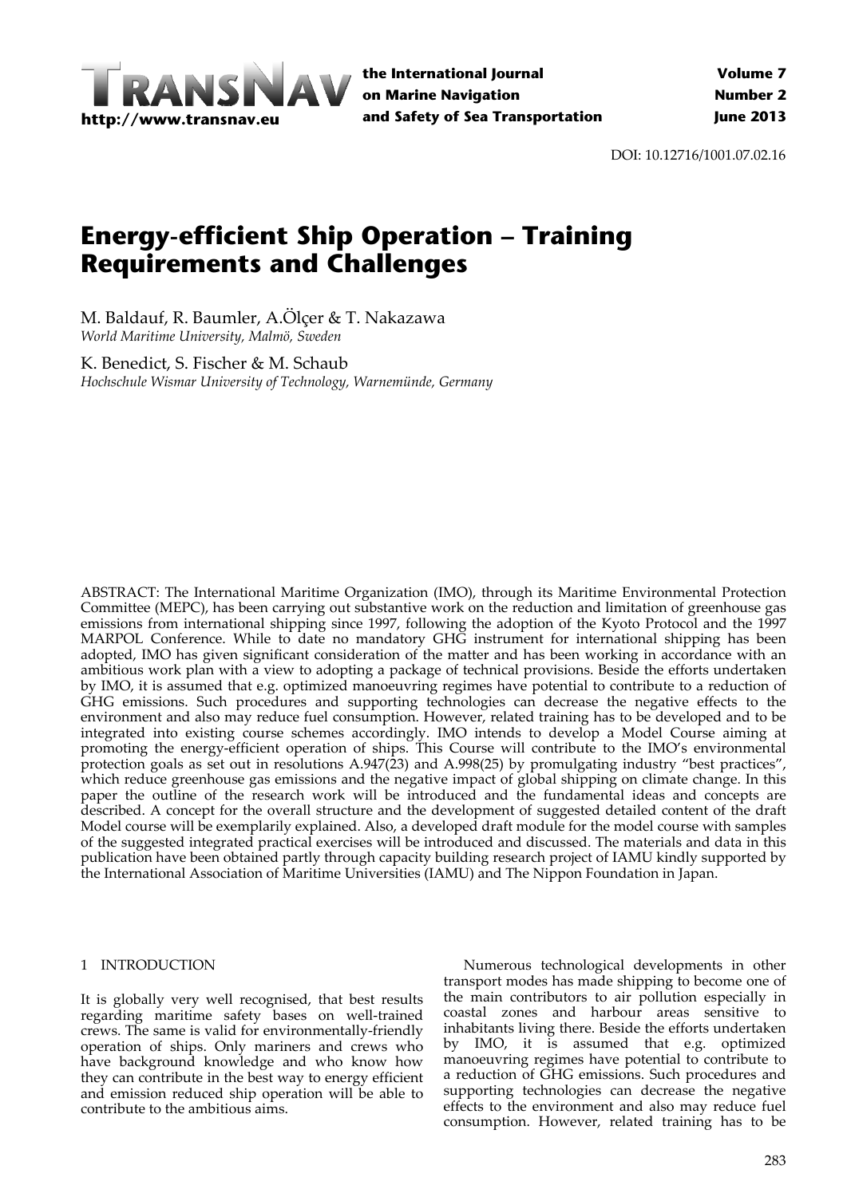DOI: 10.12716/1001.07.02.16

# Energy-efficient Ship Operation – Training Requirements and Challenges

M. Baldauf, R. Baumler, A.Ölçer & T. Nakazawa
*World Maritime University, Malmö, Sweden*

K. Benedict, S. Fischer & M. Schaub
*Hochschule Wismar University of Technology, Warnemünde, Germany*

ABSTRACT: The International Maritime Organization (IMO), through its Maritime Environmental Protection Committee (MEPC), has been carrying out substantive work on the reduction and limitation of greenhouse gas emissions from international shipping since 1997, following the adoption of the Kyoto Protocol and the 1997 MARPOL Conference. While to date no mandatory GHG instrument for international shipping has been adopted, IMO has given significant consideration of the matter and has been working in accordance with an ambitious work plan with a view to adopting a package of technical provisions. Beside the efforts undertaken by IMO, it is assumed that e.g. optimized manoeuvring regimes have potential to contribute to a reduction of GHG emissions. Such procedures and supporting technologies can decrease the negative effects to the environment and also may reduce fuel consumption. However, related training has to be developed and to be integrated into existing course schemes accordingly. IMO intends to develop a Model Course aiming at promoting the energy-efficient operation of ships. This Course will contribute to the IMO's environmental protection goals as set out in resolutions A.947(23) and A.998(25) by promulgating industry "best practices", which reduce greenhouse gas emissions and the negative impact of global shipping on climate change. In this paper the outline of the research work will be introduced and the fundamental ideas and concepts are described. A concept for the overall structure and the development of suggested detailed content of the draft Model course will be exemplarily explained. Also, a developed draft module for the model course with samples of the suggested integrated practical exercises will be introduced and discussed. The materials and data in this publication have been obtained partly through capacity building research project of IAMU kindly supported by the International Association of Maritime Universities (IAMU) and The Nippon Foundation in Japan.

## 1 INTRODUCTION

It is globally very well recognised, that best results regarding maritime safety bases on well-trained crews. The same is valid for environmentally-friendly operation of ships. Only mariners and crews who have background knowledge and who know how they can contribute in the best way to energy efficient and emission reduced ship operation will be able to contribute to the ambitious aims.

Numerous technological developments in other transport modes has made shipping to become one of the main contributors to air pollution especially in coastal zones and harbour areas sensitive to inhabitants living there. Beside the efforts undertaken by IMO, it is assumed that e.g. optimized manoeuvring regimes have potential to contribute to a reduction of GHG emissions. Such procedures and supporting technologies can decrease the negative effects to the environment and also may reduce fuel consumption. However, related training has to be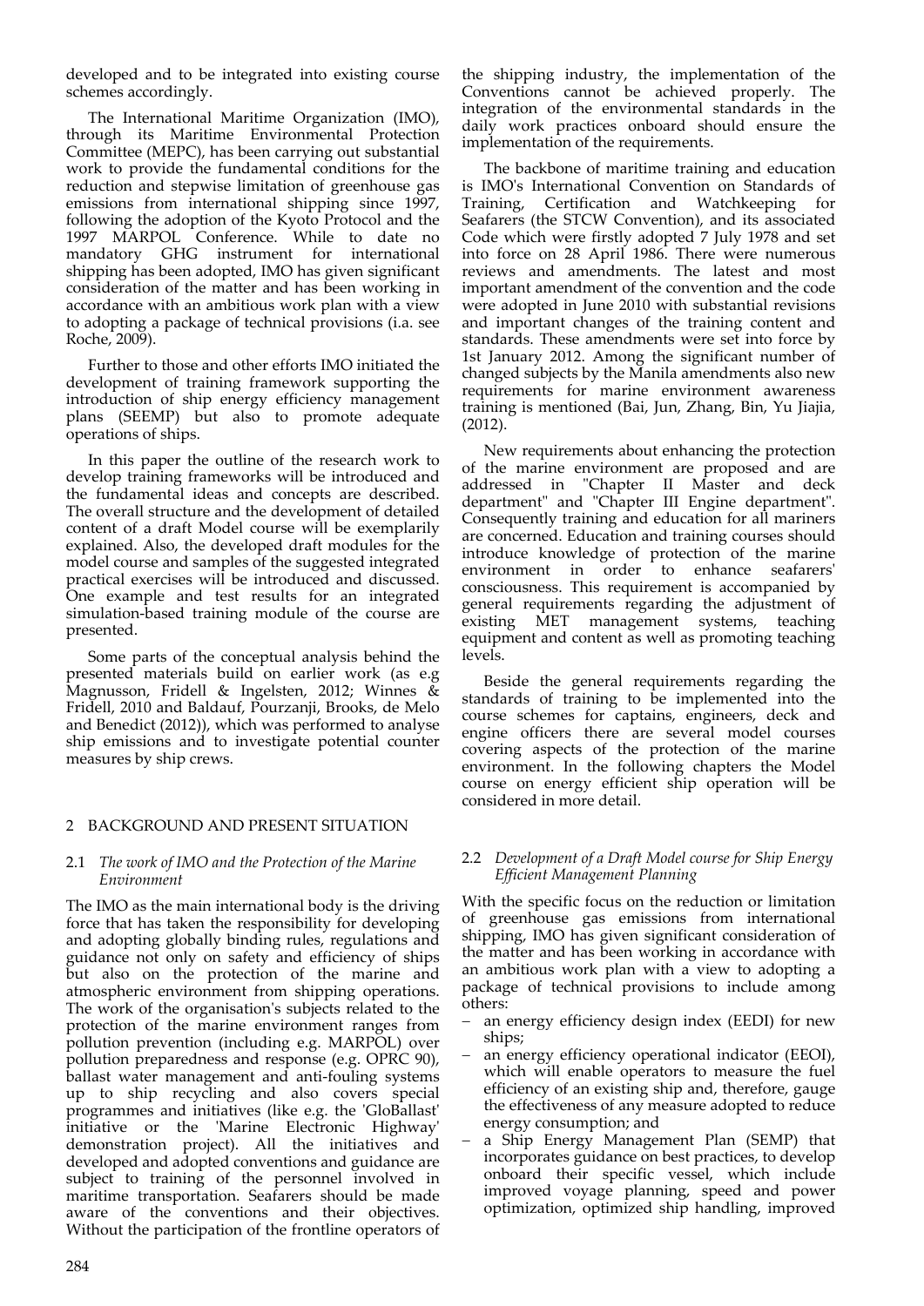developed and to be integrated into existing course schemes accordingly.

The International Maritime Organization (IMO), through its Maritime Environmental Protection Committee (MEPC), has been carrying out substantial work to provide the fundamental conditions for the reduction and stepwise limitation of greenhouse gas emissions from international shipping since 1997, following the adoption of the Kyoto Protocol and the 1997 MARPOL Conference. While to date no mandatory GHG instrument for international shipping has been adopted, IMO has given significant consideration of the matter and has been working in accordance with an ambitious work plan with a view to adopting a package of technical provisions (i.a. see Roche, 2009).

Further to those and other efforts IMO initiated the development of training framework supporting the introduction of ship energy efficiency management plans (SEEMP) but also to promote adequate operations of ships.

In this paper the outline of the research work to develop training frameworks will be introduced and the fundamental ideas and concepts are described. The overall structure and the development of detailed content of a draft Model course will be exemplarily explained. Also, the developed draft modules for the model course and samples of the suggested integrated practical exercises will be introduced and discussed. One example and test results for an integrated simulation-based training module of the course are presented.

Some parts of the conceptual analysis behind the presented materials build on earlier work (as e.g Magnusson, Fridell & Ingelsten, 2012; Winnes & Fridell, 2010 and Baldauf, Pourzanji, Brooks, de Melo and Benedict (2012)), which was performed to analyse ship emissions and to investigate potential counter measures by ship crews.

## 2 BACKGROUND AND PRESENT SITUATION

### 2.1 *The work of IMO and the Protection of the Marine Environment*

The IMO as the main international body is the driving force that has taken the responsibility for developing and adopting globally binding rules, regulations and guidance not only on safety and efficiency of ships but also on the protection of the marine and atmospheric environment from shipping operations. The work of the organisation's subjects related to the protection of the marine environment ranges from pollution prevention (including e.g. MARPOL) over pollution preparedness and response (e.g. OPRC 90), ballast water management and anti-fouling systems up to ship recycling and also covers special programmes and initiatives (like e.g. the 'GloBallast' initiative or the 'Marine Electronic Highway' demonstration project). All the initiatives and developed and adopted conventions and guidance are subject to training of the personnel involved in maritime transportation. Seafarers should be made aware of the conventions and their objectives. Without the participation of the frontline operators of the shipping industry, the implementation of the Conventions cannot be achieved properly. The integration of the environmental standards in the daily work practices onboard should ensure the implementation of the requirements.

The backbone of maritime training and education is IMO's International Convention on Standards of Training, Certification and Watchkeeping for Seafarers (the STCW Convention), and its associated Code which were firstly adopted 7 July 1978 and set into force on 28 April 1986. There were numerous reviews and amendments. The latest and most important amendment of the convention and the code were adopted in June 2010 with substantial revisions and important changes of the training content and standards. These amendments were set into force by 1st January 2012. Among the significant number of changed subjects by the Manila amendments also new requirements for marine environment awareness training is mentioned (Bai, Jun, Zhang, Bin, Yu Jiajia, (2012).

New requirements about enhancing the protection of the marine environment are proposed and are addressed in "Chapter II Master and deck department" and "Chapter III Engine department". Consequently training and education for all mariners are concerned. Education and training courses should introduce knowledge of protection of the marine environment in order to enhance seafarers' consciousness. This requirement is accompanied by general requirements regarding the adjustment of existing MET management systems, teaching equipment and content as well as promoting teaching levels.

Beside the general requirements regarding the standards of training to be implemented into the course schemes for captains, engineers, deck and engine officers there are several model courses covering aspects of the protection of the marine environment. In the following chapters the Model course on energy efficient ship operation will be considered in more detail.

### 2.2 *Development of a Draft Model course for Ship Energy Efficient Management Planning*

With the specific focus on the reduction or limitation of greenhouse gas emissions from international shipping, IMO has given significant consideration of the matter and has been working in accordance with an ambitious work plan with a view to adopting a package of technical provisions to include among others:

- an energy efficiency design index (EEDI) for new ships;
- an energy efficiency operational indicator (EEOI), which will enable operators to measure the fuel efficiency of an existing ship and, therefore, gauge the effectiveness of any measure adopted to reduce energy consumption; and
- a Ship Energy Management Plan (SEMP) that incorporates guidance on best practices, to develop onboard their specific vessel, which include improved voyage planning, speed and power optimization, optimized ship handling, improved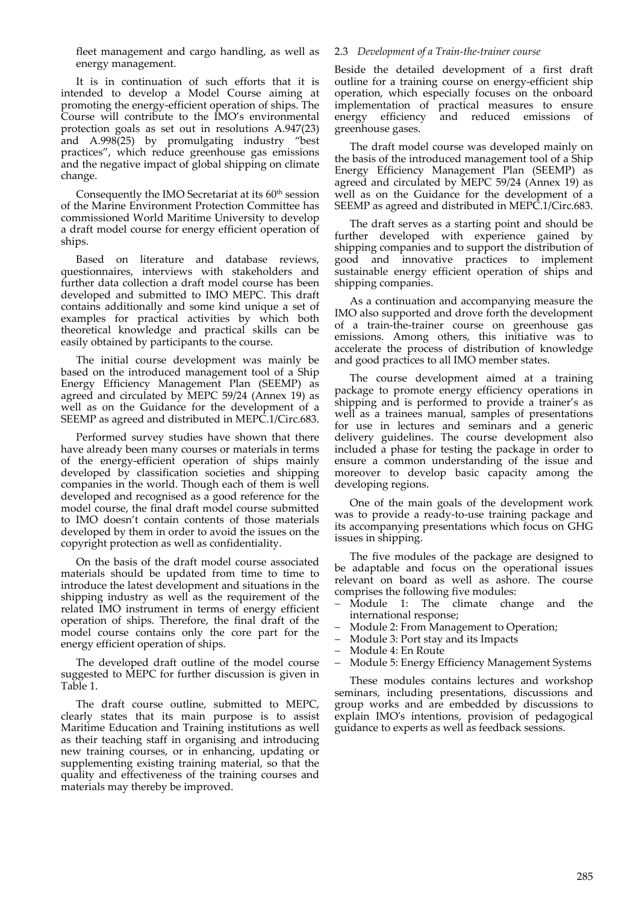fleet management and cargo handling, as well as energy management.

It is in continuation of such efforts that it is intended to develop a Model Course aiming at promoting the energy-efficient operation of ships. The Course will contribute to the IMO's environmental protection goals as set out in resolutions A.947(23) and A.998(25) by promulgating industry "best practices", which reduce greenhouse gas emissions and the negative impact of global shipping on climate change.

Consequently the IMO Secretariat at its 60th session of the Marine Environment Protection Committee has commissioned World Maritime University to develop a draft model course for energy efficient operation of ships.

Based on literature and database reviews, questionnaires, interviews with stakeholders and further data collection a draft model course has been developed and submitted to IMO MEPC. This draft contains additionally and some kind unique a set of examples for practical activities by which both theoretical knowledge and practical skills can be easily obtained by participants to the course.

The initial course development was mainly be based on the introduced management tool of a Ship Energy Efficiency Management Plan (SEEMP) as agreed and circulated by MEPC 59/24 (Annex 19) as well as on the Guidance for the development of a SEEMP as agreed and distributed in MEPC.1/Circ.683.

Performed survey studies have shown that there have already been many courses or materials in terms of the energy-efficient operation of ships mainly developed by classification societies and shipping companies in the world. Though each of them is well developed and recognised as a good reference for the model course, the final draft model course submitted to IMO doesn't contain contents of those materials developed by them in order to avoid the issues on the copyright protection as well as confidentiality.

On the basis of the draft model course associated materials should be updated from time to time to introduce the latest development and situations in the shipping industry as well as the requirement of the related IMO instrument in terms of energy efficient operation of ships. Therefore, the final draft of the model course contains only the core part for the energy efficient operation of ships.

The developed draft outline of the model course suggested to MEPC for further discussion is given in Table 1.

The draft course outline, submitted to MEPC, clearly states that its main purpose is to assist Maritime Education and Training institutions as well as their teaching staff in organising and introducing new training courses, or in enhancing, updating or supplementing existing training material, so that the quality and effectiveness of the training courses and materials may thereby be improved.

### 2.3 *Development of a Train-the-trainer course*

Beside the detailed development of a first draft outline for a training course on energy-efficient ship operation, which especially focuses on the onboard implementation of practical measures to ensure energy efficiency and reduced emissions of greenhouse gases.

The draft model course was developed mainly on the basis of the introduced management tool of a Ship Energy Efficiency Management Plan (SEEMP) as agreed and circulated by MEPC 59/24 (Annex 19) as well as on the Guidance for the development of a SEEMP as agreed and distributed in MEPC.1/Circ.683.

The draft serves as a starting point and should be further developed with experience gained by shipping companies and to support the distribution of good and innovative practices to implement sustainable energy efficient operation of ships and shipping companies.

As a continuation and accompanying measure the IMO also supported and drove forth the development of a train-the-trainer course on greenhouse gas emissions. Among others, this initiative was to accelerate the process of distribution of knowledge and good practices to all IMO member states.

The course development aimed at a training package to promote energy efficiency operations in shipping and is performed to provide a trainer's as well as a trainees manual, samples of presentations for use in lectures and seminars and a generic delivery guidelines. The course development also included a phase for testing the package in order to ensure a common understanding of the issue and moreover to develop basic capacity among the developing regions.

One of the main goals of the development work was to provide a ready-to-use training package and its accompanying presentations which focus on GHG issues in shipping.

The five modules of the package are designed to be adaptable and focus on the operational issues relevant on board as well as ashore. The course comprises the following five modules:

- Module 1: The climate change and the international response;
- Module 2: From Management to Operation;
- Module 3: Port stay and its Impacts
- Module 4: En Route
- Module 5: Energy Efficiency Management Systems

These modules contains lectures and workshop seminars, including presentations, discussions and group works and are embedded by discussions to explain IMO's intentions, provision of pedagogical guidance to experts as well as feedback sessions.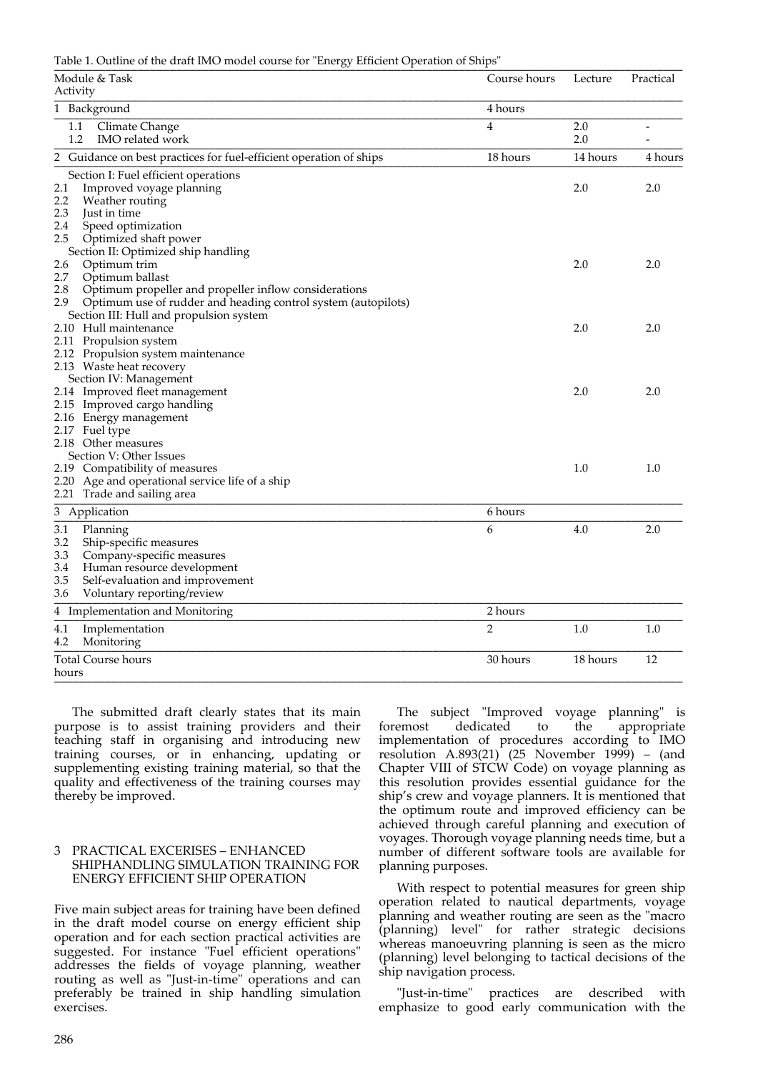Table 1. Outline of the draft IMO model course for "Energy Efficient Operation of Ships"

| Module & Task Activity | Course hours | Lecture | Practical |
|---|---|---|---|
| 1 Background | 4 hours | | |
| 1.1 Climate Change<br>1.2 IMO related work | 4 | 2.0<br>2.0 | -<br>- |
| 2 Guidance on best practices for fuel-efficient operation of ships | 18 hours | 14 hours | 4 hours |
| Section I: Fuel efficient operations<br>2.1 Improved voyage planning<br>2.2 Weather routing<br>2.3 Just in time<br>2.4 Speed optimization<br>2.5 Optimized shaft power | | 2.0 | 2.0 |
| Section II: Optimized ship handling<br>2.6 Optimum trim<br>2.7 Optimum ballast<br>2.8 Optimum propeller and propeller inflow considerations<br>2.9 Optimum use of rudder and heading control system (autopilots) | | 2.0 | 2.0 |
| Section III: Hull and propulsion system<br>2.10 Hull maintenance<br>2.11 Propulsion system<br>2.12 Propulsion system maintenance<br>2.13 Waste heat recovery | | 2.0 | 2.0 |
| Section IV: Management<br>2.14 Improved fleet management<br>2.15 Improved cargo handling<br>2.16 Energy management<br>2.17 Fuel type<br>2.18 Other measures | | 2.0 | 2.0 |
| Section V: Other Issues<br>2.19 Compatibility of measures<br>2.20 Age and operational service life of a ship<br>2.21 Trade and sailing area | | 1.0 | 1.0 |
| 3 Application | 6 hours | | |
| 3.1 Planning<br>3.2 Ship-specific measures<br>3.3 Company-specific measures<br>3.4 Human resource development<br>3.5 Self-evaluation and improvement<br>3.6 Voluntary reporting/review | 6 | 4.0 | 2.0 |
| 4 Implementation and Monitoring | 2 hours | | |
| 4.1 Implementation<br>4.2 Monitoring | 2 | 1.0 | 1.0 |
| Total Course hours hours | 30 hours | 18 hours | 12 |

The submitted draft clearly states that its main purpose is to assist training providers and their teaching staff in organising and introducing new training courses, or in enhancing, updating or supplementing existing training material, so that the quality and effectiveness of the training courses may thereby be improved.

## 3 PRACTICAL EXCERISES – ENHANCED SHIPHANDLING SIMULATION TRAINING FOR ENERGY EFFICIENT SHIP OPERATION

Five main subject areas for training have been defined in the draft model course on energy efficient ship operation and for each section practical activities are suggested. For instance "Fuel efficient operations" addresses the fields of voyage planning, weather routing as well as "Just-in-time" operations and can preferably be trained in ship handling simulation exercises.

The subject "Improved voyage planning" is foremost dedicated to the appropriate implementation of procedures according to IMO resolution A.893(21) (25 November 1999) – (and Chapter VIII of STCW Code) on voyage planning as this resolution provides essential guidance for the ship's crew and voyage planners. It is mentioned that the optimum route and improved efficiency can be achieved through careful planning and execution of voyages. Thorough voyage planning needs time, but a number of different software tools are available for planning purposes.

With respect to potential measures for green ship operation related to nautical departments, voyage planning and weather routing are seen as the "macro (planning) level" for rather strategic decisions whereas manoeuvring planning is seen as the micro (planning) level belonging to tactical decisions of the ship navigation process.

"Just-in-time" practices are described with emphasize to good early communication with the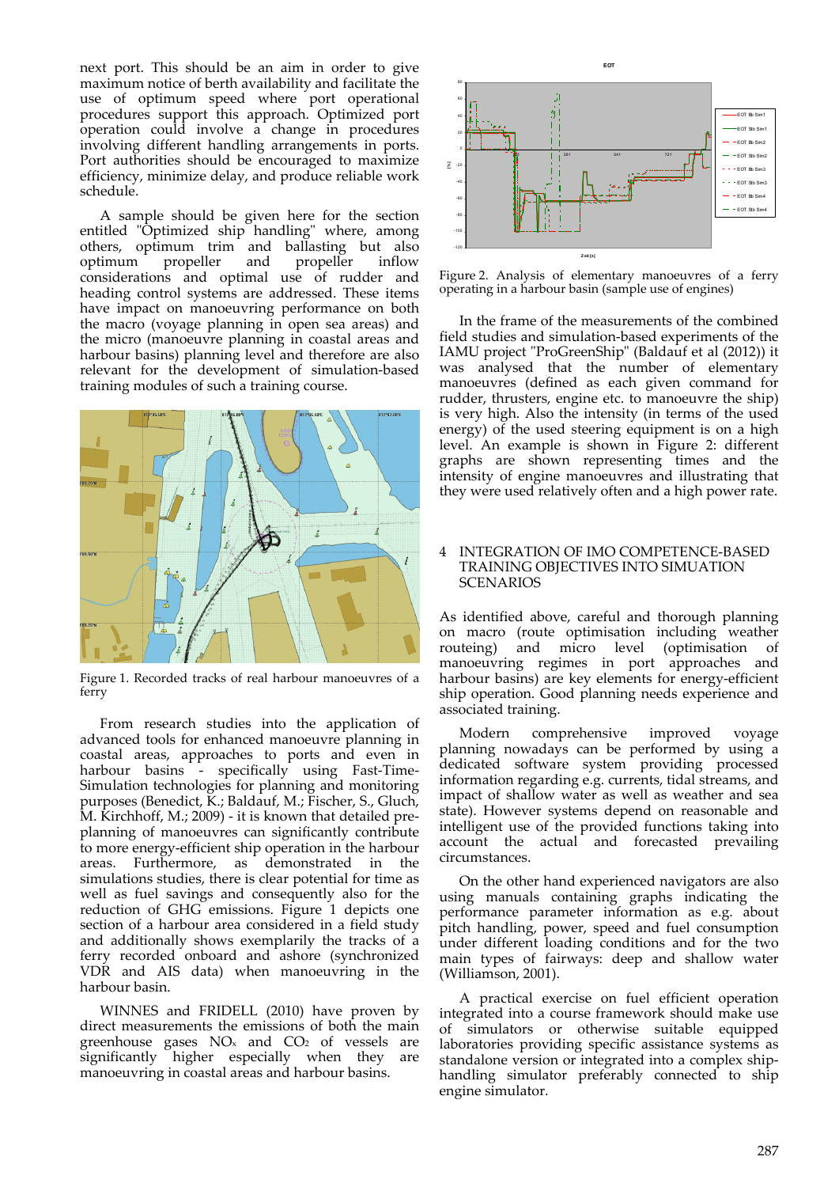next port. This should be an aim in order to give maximum notice of berth availability and facilitate the use of optimum speed where port operational procedures support this approach. Optimized port operation could involve a change in procedures involving different handling arrangements in ports. Port authorities should be encouraged to maximize efficiency, minimize delay, and produce reliable work schedule.

A sample should be given here for the section entitled "Optimized ship handling" where, among others, optimum trim and ballasting but also optimum propeller and propeller inflow considerations and optimal use of rudder and heading control systems are addressed. These items have impact on manoeuvring performance on both the macro (voyage planning in open sea areas) and the micro (manoeuvre planning in coastal areas and harbour basins) planning level and therefore are also relevant for the development of simulation-based training modules of such a training course.

Figure 1. Recorded tracks of real harbour manoeuvres of a ferry

From research studies into the application of advanced tools for enhanced manoeuvre planning in coastal areas, approaches to ports and even in harbour basins - specifically using Fast-Time-Simulation technologies for planning and monitoring purposes (Benedict, K.; Baldauf, M.; Fischer, S., Gluch, M. Kirchhoff, M.; 2009) - it is known that detailed pre-planning of manoeuvres can significantly contribute to more energy-efficient ship operation in the harbour areas. Furthermore, as demonstrated in the simulations studies, there is clear potential for time as well as fuel savings and consequently also for the reduction of GHG emissions. Figure 1 depicts one section of a harbour area considered in a field study and additionally shows exemplarily the tracks of a ferry recorded onboard and ashore (synchronized VDR and AIS data) when manoeuvring in the harbour basin.

WINNES and FRIDELL (2010) have proven by direct measurements the emissions of both the main greenhouse gases $NO_x$ and $CO_2$ of vessels are significantly higher especially when they are manoeuvring in coastal areas and harbour basins.

Figure 2. Analysis of elementary manoeuvres of a ferry operating in a harbour basin (sample use of engines)

In the frame of the measurements of the combined field studies and simulation-based experiments of the IAMU project "ProGreenShip" (Baldauf et al (2012)) it was analysed that the number of elementary manoeuvres (defined as each given command for rudder, thrusters, engine etc. to manoeuvre the ship) is very high. Also the intensity (in terms of the used energy) of the used steering equipment is on a high level. An example is shown in Figure 2: different graphs are shown representing times and the intensity of engine manoeuvres and illustrating that they were used relatively often and a high power rate.

## 4 INTEGRATION OF IMO COMPETENCE-BASED TRAINING OBJECTIVES INTO SIMUATION SCENARIOS

As identified above, careful and thorough planning on macro (route optimisation including weather routeing) and micro level (optimisation of manoeuvring regimes in port approaches and harbour basins) are key elements for energy-efficient ship operation. Good planning needs experience and associated training.

Modern comprehensive improved voyage planning nowadays can be performed by using a dedicated software system providing processed information regarding e.g. currents, tidal streams, and impact of shallow water as well as weather and sea state). However systems depend on reasonable and intelligent use of the provided functions taking into account the actual and forecasted prevailing circumstances.

On the other hand experienced navigators are also using manuals containing graphs indicating the performance parameter information as e.g. about pitch handling, power, speed and fuel consumption under different loading conditions and for the two main types of fairways: deep and shallow water (Williamson, 2001).

A practical exercise on fuel efficient operation integrated into a course framework should make use of simulators or otherwise suitable equipped laboratories providing specific assistance systems as standalone version or integrated into a complex ship-handling simulator preferably connected to ship engine simulator.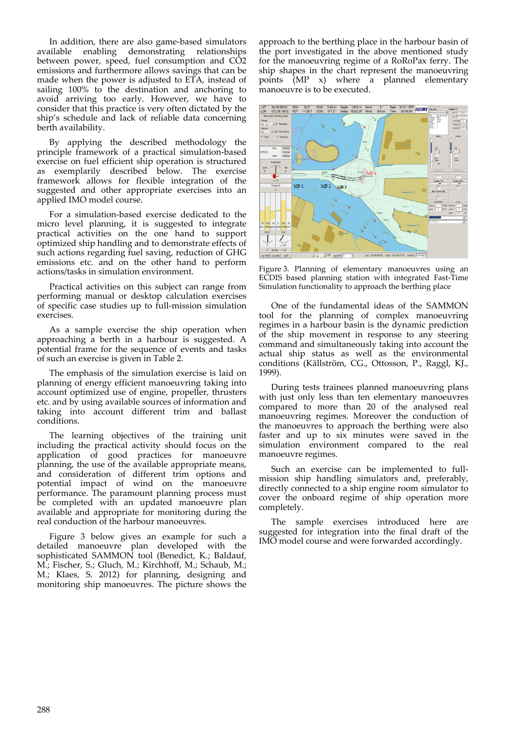In addition, there are also game-based simulators available enabling demonstrating relationships between power, speed, fuel consumption and $CO_2$ emissions and furthermore allows savings that can be made when the power is adjusted to ETA, instead of sailing 100% to the destination and anchoring to avoid arriving too early. However, we have to consider that this practice is very often dictated by the ship's schedule and lack of reliable data concerning berth availability.

By applying the described methodology the principle framework of a practical simulation-based exercise on fuel efficient ship operation is structured as exemplarily described below. The exercise framework allows for flexible integration of the suggested and other appropriate exercises into an applied IMO model course.

For a simulation-based exercise dedicated to the micro level planning, it is suggested to integrate practical activities on the one hand to support optimized ship handling and to demonstrate effects of such actions regarding fuel saving, reduction of GHG emissions etc. and on the other hand to perform actions/tasks in simulation environment.

Practical activities on this subject can range from performing manual or desktop calculation exercises of specific case studies up to full-mission simulation exercises.

As a sample exercise the ship operation when approaching a berth in a harbour is suggested. A potential frame for the sequence of events and tasks of such an exercise is given in Table 2.

The emphasis of the simulation exercise is laid on planning of energy efficient manoeuvring taking into account optimized use of engine, propeller, thrusters etc. and by using available sources of information and taking into account different trim and ballast conditions.

The learning objectives of the training unit including the practical activity should focus on the application of good practices for manoeuvre planning, the use of the available appropriate means, and consideration of different trim options and potential impact of wind on the manoeuvre performance. The paramount planning process must be completed with an updated manoeuvre plan available and appropriate for monitoring during the real conduction of the harbour manoeuvres.

Figure 3 below gives an example for such a detailed manoeuvre plan developed with the sophisticated SAMMON tool (Benedict, K.; Baldauf, M.; Fischer, S.; Gluch, M.; Kirchhoff, M.; Schaub, M.; M.; Klaes, S. 2012) for planning, designing and monitoring ship manoeuvres. The picture shows the approach to the berthing place in the harbour basin of the port investigated in the above mentioned study for the manoeuvring regime of a RoRoPax ferry. The ship shapes in the chart represent the manoeuvring points (MP x) where a planned elementary manoeuvre is to be executed.

Figure 3. Planning of elementary manoeuvres using an ECDIS based planning station with integrated Fast-Time Simulation functionality to approach the berthing place

One of the fundamental ideas of the SAMMON tool for the planning of complex manoeuvring regimes in a harbour basin is the dynamic prediction of the ship movement in response to any steering command and simultaneously taking into account the actual ship status as well as the environmental conditions (Källström, CG., Ottosson, P., Raggl, KJ., 1999).

During tests trainees planned manoeuvring plans with just only less than ten elementary manoeuvres compared to more than 20 of the analysed real manoeuvring regimes. Moreover the conduction of the manoeuvres to approach the berthing were also faster and up to six minutes were saved in the simulation environment compared to the real manoeuvre regimes.

Such an exercise can be implemented to full-mission ship handling simulators and, preferably, directly connected to a ship engine room simulator to cover the onboard regime of ship operation more completely.

The sample exercises introduced here are suggested for integration into the final draft of the IMO model course and were forwarded accordingly.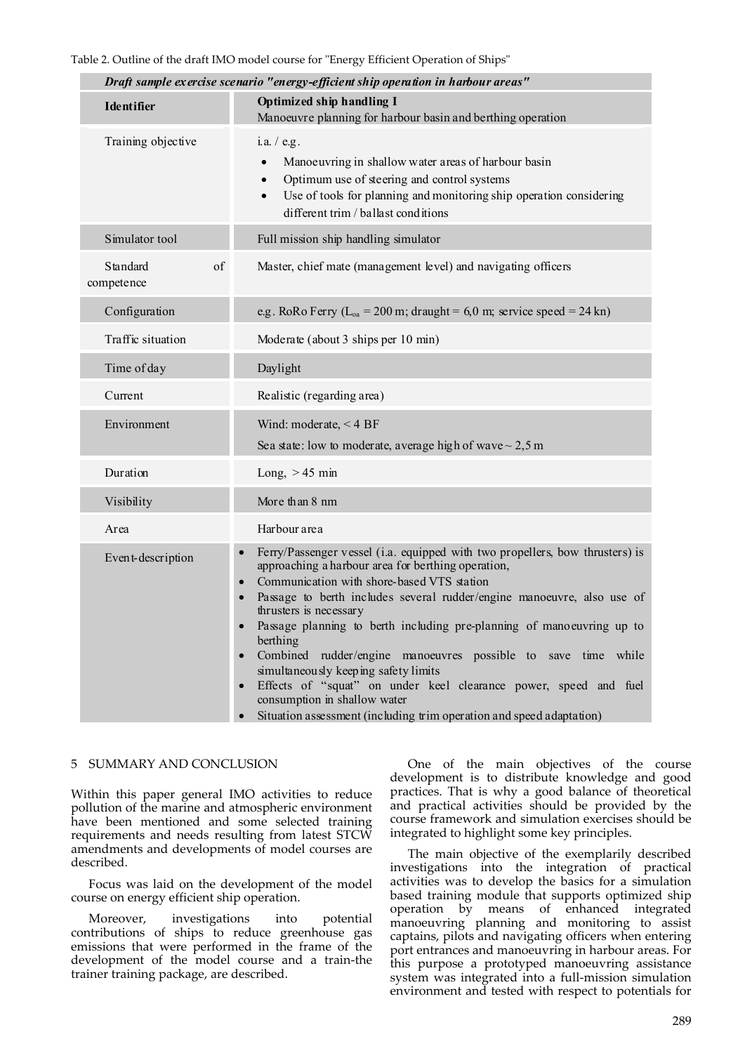Table 2. Outline of the draft IMO model course for "Energy Efficient Operation of Ships"

| *Draft sample exercise scenario "energy-efficient ship operation in harbour areas"* | |
|---|---|
| **Identifier** | **Optimized ship handling I**<br>Manoeuvre planning for harbour basin and berthing operation |
| Training objective | i.a. / e.g.<br>• Manoeuvring in shallow water areas of harbour basin<br>• Optimum use of steering and control systems<br>• Use of tools for planning and monitoring ship operation considering different trim / ballast conditions |
| Simulator tool | Full mission ship handling simulator |
| Standard of competence | Master, chief mate (management level) and navigating officers |
| Configuration | e.g. RoRo Ferry ($L_{oa}$ = 200 m; draught = 6,0 m; service speed = 24 kn) |
| Traffic situation | Moderate (about 3 ships per 10 min) |
| Time of day | Daylight |
| Current | Realistic (regarding area) |
| Environment | Wind: moderate, < 4 BF<br>Sea state: low to moderate, average high of wave ~ 2,5 m |
| Duration | Long, > 45 min |
| Visibility | More than 8 nm |
| Area | Harbour area |
| Event-description | • Ferry/Passenger vessel (i.a. equipped with two propellers, bow thrusters) is approaching a harbour area for berthing operation,<br>• Communication with shore-based VTS station<br>• Passage to berth includes several rudder/engine manoeuvre, also use of thrusters is necessary<br>• Passage planning to berth including pre-planning of manoeuvring up to berthing<br>• Combined rudder/engine manoeuvres possible to save time while simultaneously keeping safety limits<br>• Effects of "squat" on under keel clearance power, speed and fuel consumption in shallow water<br>• Situation assessment (including trim operation and speed adaptation) |

## 5 SUMMARY AND CONCLUSION

Within this paper general IMO activities to reduce pollution of the marine and atmospheric environment have been mentioned and some selected training requirements and needs resulting from latest STCW amendments and developments of model courses are described.

Focus was laid on the development of the model course on energy efficient ship operation.

Moreover, investigations into potential contributions of ships to reduce greenhouse gas emissions that were performed in the frame of the development of the model course and a train-the trainer training package, are described.

One of the main objectives of the course development is to distribute knowledge and good practices. That is why a good balance of theoretical and practical activities should be provided by the course framework and simulation exercises should be integrated to highlight some key principles.

The main objective of the exemplarily described investigations into the integration of practical activities was to develop the basics for a simulation based training module that supports optimized ship operation by means of enhanced integrated manoeuvring planning and monitoring to assist captains, pilots and navigating officers when entering port entrances and manoeuvring in harbour areas. For this purpose a prototyped manoeuvring assistance system was integrated into a full-mission simulation environment and tested with respect to potentials for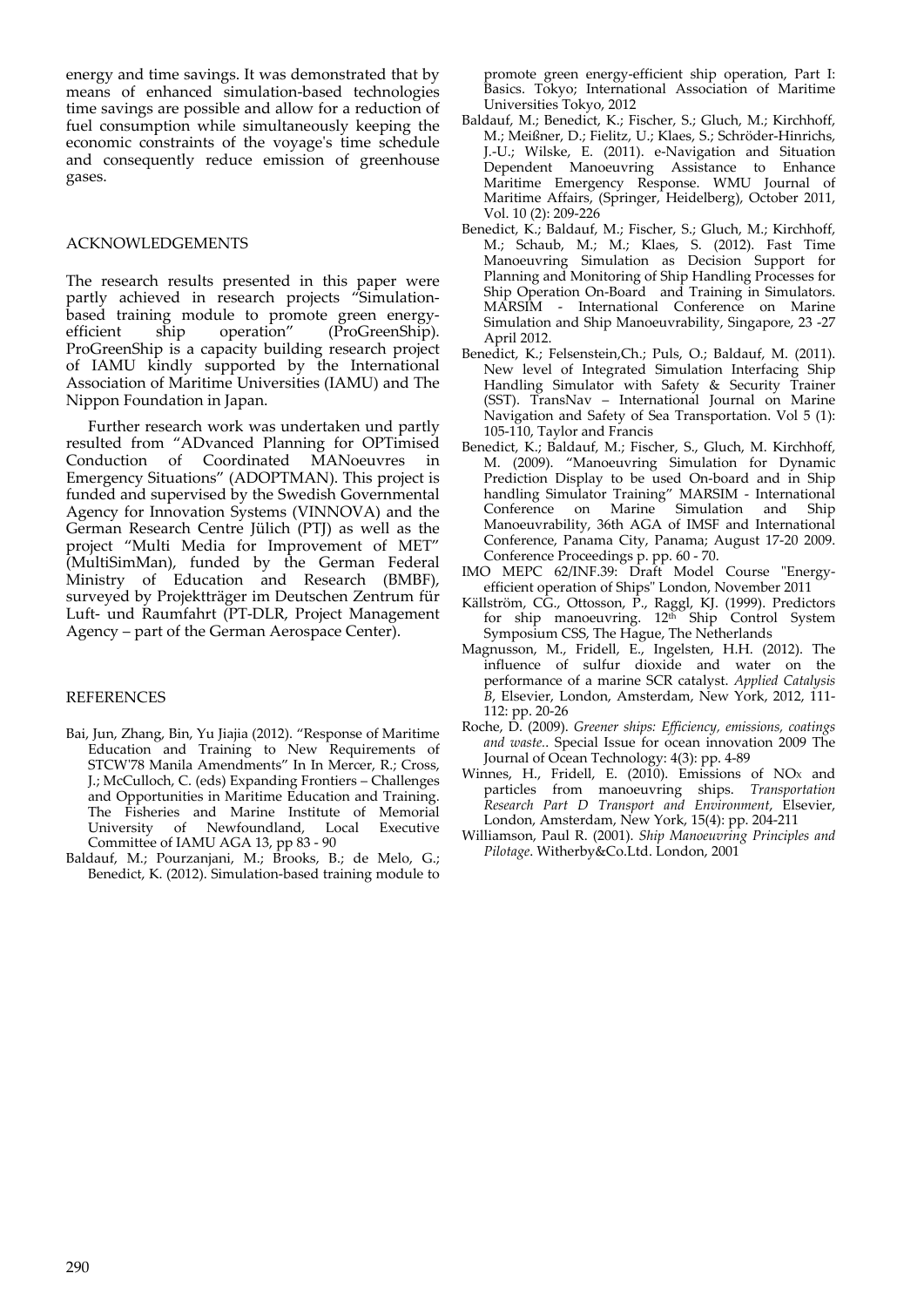energy and time savings. It was demonstrated that by means of enhanced simulation-based technologies time savings are possible and allow for a reduction of fuel consumption while simultaneously keeping the economic constraints of the voyage's time schedule and consequently reduce emission of greenhouse gases.

## ACKNOWLEDGEMENTS

The research results presented in this paper were partly achieved in research projects "Simulation-based training module to promote green energy-efficient ship operation" (ProGreenShip). ProGreenShip is a capacity building research project of IAMU kindly supported by the International Association of Maritime Universities (IAMU) and The Nippon Foundation in Japan.

Further research work was undertaken und partly resulted from "ADvanced Planning for OPTimised Conduction of Coordinated MANoeuvres in Emergency Situations" (ADOPTMAN). This project is funded and supervised by the Swedish Governmental Agency for Innovation Systems (VINNOVA) and the German Research Centre Jülich (PTJ) as well as the project "Multi Media for Improvement of MET" (MultiSimMan), funded by the German Federal Ministry of Education and Research (BMBF), surveyed by Projektträger im Deutschen Zentrum für Luft- und Raumfahrt (PT-DLR, Project Management Agency – part of the German Aerospace Center).

## REFERENCES

Bai, Jun, Zhang, Bin, Yu Jiajia (2012). "Response of Maritime Education and Training to New Requirements of STCW'78 Manila Amendments" In In Mercer, R.; Cross, J.; McCulloch, C. (eds) Expanding Frontiers – Challenges and Opportunities in Maritime Education and Training. The Fisheries and Marine Institute of Memorial University of Newfoundland, Local Executive Committee of IAMU AGA 13, pp 83 - 90

Baldauf, M.; Pourzanjani, M.; Brooks, B.; de Melo, G.; Benedict, K. (2012). Simulation-based training module to promote green energy-efficient ship operation, Part I: Basics. Tokyo; International Association of Maritime Universities Tokyo, 2012

Baldauf, M.; Benedict, K.; Fischer, S.; Gluch, M.; Kirchhoff, M.; Meißner, D.; Fielitz, U.; Klaes, S.; Schröder-Hinrichs, J.-U.; Wilske, E. (2011). e-Navigation and Situation Dependent Manoeuvring Assistance to Enhance Maritime Emergency Response. WMU Journal of Maritime Affairs, (Springer, Heidelberg), October 2011, Vol. 10 (2): 209-226

Benedict, K.; Baldauf, M.; Fischer, S.; Gluch, M.; Kirchhoff, M.; Schaub, M.; M.; Klaes, S. (2012). Fast Time Manoeuvring Simulation as Decision Support for Planning and Monitoring of Ship Handling Processes for Ship Operation On-Board and Training in Simulators. MARSIM - International Conference on Marine Simulation and Ship Manoeuvrability, Singapore, 23 -27 April 2012.

Benedict, K.; Felsenstein,Ch.; Puls, O.; Baldauf, M. (2011). New level of Integrated Simulation Interfacing Ship Handling Simulator with Safety & Security Trainer (SST). TransNav – International Journal on Marine Navigation and Safety of Sea Transportation. Vol 5 (1): 105-110, Taylor and Francis

Benedict, K.; Baldauf, M.; Fischer, S., Gluch, M. Kirchhoff, M. (2009). "Manoeuvring Simulation for Dynamic Prediction Display to be used On-board and in Ship handling Simulator Training" MARSIM - International Conference on Marine Simulation and Ship Manoeuvrability, 36th AGA of IMSF and International Conference, Panama City, Panama; August 17-20 2009. Conference Proceedings p. pp. 60 - 70.

IMO MEPC 62/INF.39: Draft Model Course "Energy-efficient operation of Ships" London, November 2011

Källström, CG., Ottosson, P., Raggl, KJ. (1999). Predictors for ship manoeuvring. 12th Ship Control System Symposium CSS, The Hague, The Netherlands

Magnusson, M., Fridell, E., Ingelsten, H.H. (2012). The influence of sulfur dioxide and water on the performance of a marine SCR catalyst. *Applied Catalysis B*, Elsevier, London, Amsterdam, New York, 2012, 111-112: pp. 20-26

Roche, D. (2009). *Greener ships: Efficiency, emissions, coatings and waste.*. Special Issue for ocean innovation 2009 The Journal of Ocean Technology: 4(3): pp. 4-89

Winnes, H., Fridell, E. (2010). Emissions of $NO_X$ and particles from manoeuvring ships. *Transportation Research Part D Transport and Environment*, Elsevier, London, Amsterdam, New York, 15(4): pp. 204-211

Williamson, Paul R. (2001). *Ship Manoeuvring Principles and Pilotage*. Witherby&Co.Ltd. London, 2001